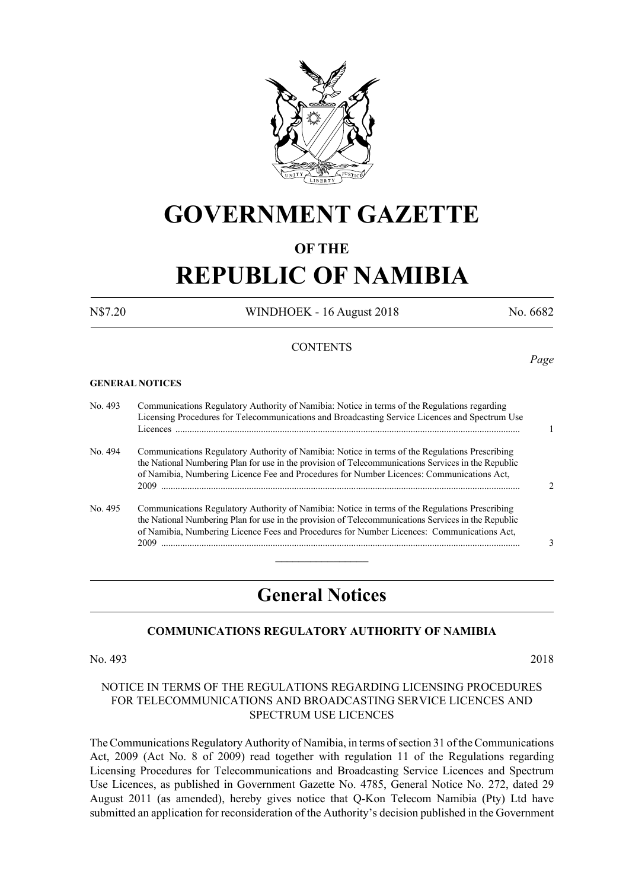# GOVERNMENT GAZETTE

## OF THE

# REPUBLIC OF NAMIBIA

N$7.20 WINDHOEK - 16 August 2018 No. 6682

CONTENTS

*Page*

**GENERAL NOTICES**

| | | |
|---|---|---|
| No. 493 | Communications Regulatory Authority of Namibia: Notice in terms of the Regulations regarding Licensing Procedures for Telecommunications and Broadcasting Service Licences and Spectrum Use Licences | 1 |
| No. 494 | Communications Regulatory Authority of Namibia: Notice in terms of the Regulations Prescribing the National Numbering Plan for use in the provision of Telecommunications Services in the Republic of Namibia, Numbering Licence Fee and Procedures for Number Licences: Communications Act, 2009 | 2 |
| No. 495 | Communications Regulatory Authority of Namibia: Notice in terms of the Regulations Prescribing the National Numbering Plan for use in the provision of Telecommunications Services in the Republic of Namibia, Numbering Licence Fees and Procedures for Number Licences: Communications Act, 2009 | 3 |

## General Notices

### COMMUNICATIONS REGULATORY AUTHORITY OF NAMIBIA

No. 493 2018

NOTICE IN TERMS OF THE REGULATIONS REGARDING LICENSING PROCEDURES FOR TELECOMMUNICATIONS AND BROADCASTING SERVICE LICENCES AND SPECTRUM USE LICENCES

The Communications Regulatory Authority of Namibia, in terms of section 31 of the Communications Act, 2009 (Act No. 8 of 2009) read together with regulation 11 of the Regulations regarding Licensing Procedures for Telecommunications and Broadcasting Service Licences and Spectrum Use Licences, as published in Government Gazette No. 4785, General Notice No. 272, dated 29 August 2011 (as amended), hereby gives notice that Q-Kon Telecom Namibia (Pty) Ltd have submitted an application for reconsideration of the Authority's decision published in the Government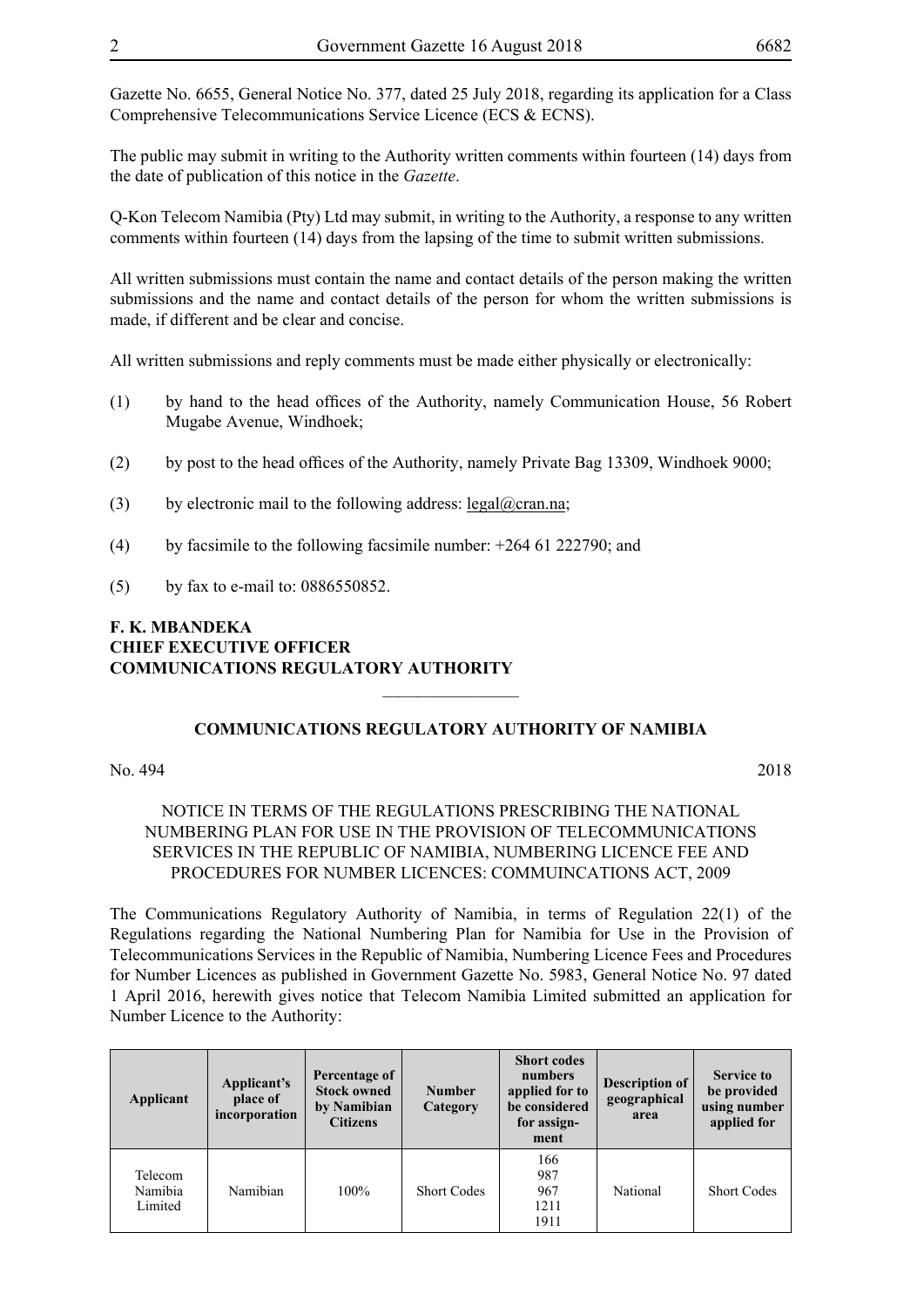Gazette No. 6655, General Notice No. 377, dated 25 July 2018, regarding its application for a Class Comprehensive Telecommunications Service Licence (ECS & ECNS).

The public may submit in writing to the Authority written comments within fourteen (14) days from the date of publication of this notice in the *Gazette*.

Q-Kon Telecom Namibia (Pty) Ltd may submit, in writing to the Authority, a response to any written comments within fourteen (14) days from the lapsing of the time to submit written submissions.

All written submissions must contain the name and contact details of the person making the written submissions and the name and contact details of the person for whom the written submissions is made, if different and be clear and concise.

All written submissions and reply comments must be made either physically or electronically:

(1) by hand to the head offices of the Authority, namely Communication House, 56 Robert Mugabe Avenue, Windhoek;

(2) by post to the head offices of the Authority, namely Private Bag 13309, Windhoek 9000;

(3) by electronic mail to the following address: legal@cran.na;

(4) by facsimile to the following facsimile number: +264 61 222790; and

(5) by fax to e-mail to: 0886550852.

**F. K. MBANDEKA**
**CHIEF EXECUTIVE OFFICER**
**COMMUNICATIONS REGULATORY AUTHORITY**

---

**COMMUNICATIONS REGULATORY AUTHORITY OF NAMIBIA**

No. 494 2018

NOTICE IN TERMS OF THE REGULATIONS PRESCRIBING THE NATIONAL NUMBERING PLAN FOR USE IN THE PROVISION OF TELECOMMUNICATIONS SERVICES IN THE REPUBLIC OF NAMIBIA, NUMBERING LICENCE FEE AND PROCEDURES FOR NUMBER LICENCES: COMMUINCATIONS ACT, 2009

The Communications Regulatory Authority of Namibia, in terms of Regulation 22(1) of the Regulations regarding the National Numbering Plan for Namibia for Use in the Provision of Telecommunications Services in the Republic of Namibia, Numbering Licence Fees and Procedures for Number Licences as published in Government Gazette No. 5983, General Notice No. 97 dated 1 April 2016, herewith gives notice that Telecom Namibia Limited submitted an application for Number Licence to the Authority:

| Applicant | Applicant's place of incorporation | Percentage of Stock owned by Namibian Citizens | Number Category | Short codes numbers applied for to be considered for assignment | Description of geographical area | Service to be provided using number applied for |
|---|---|---|---|---|---|---|
| Telecom Namibia Limited | Namibian | 100% | Short Codes | 166<br>987<br>967<br>1211<br>1911 | National | Short Codes |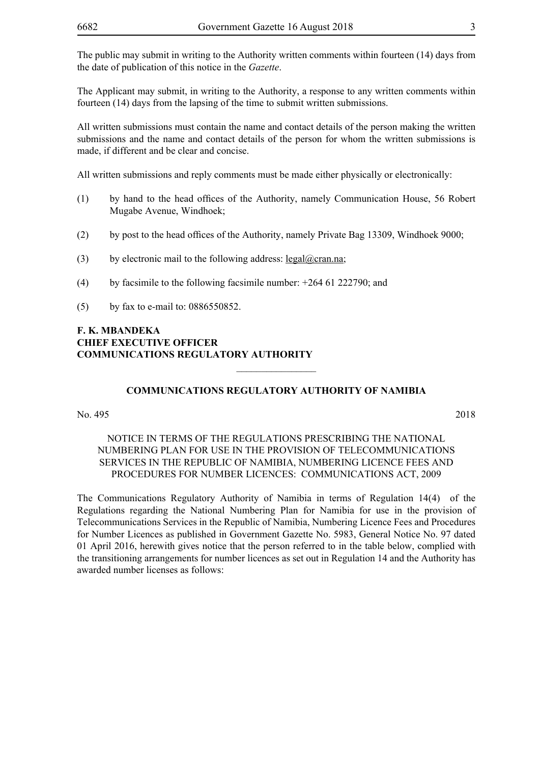The public may submit in writing to the Authority written comments within fourteen (14) days from the date of publication of this notice in the *Gazette*.

The Applicant may submit, in writing to the Authority, a response to any written comments within fourteen (14) days from the lapsing of the time to submit written submissions.

All written submissions must contain the name and contact details of the person making the written submissions and the name and contact details of the person for whom the written submissions is made, if different and be clear and concise.

All written submissions and reply comments must be made either physically or electronically:

(1) by hand to the head offices of the Authority, namely Communication House, 56 Robert Mugabe Avenue, Windhoek;

(2) by post to the head offices of the Authority, namely Private Bag 13309, Windhoek 9000;

(3) by electronic mail to the following address: legal@cran.na;

(4) by facsimile to the following facsimile number: +264 61 222790; and

(5) by fax to e-mail to: 0886550852.

**F. K. MBANDEKA**
**CHIEF EXECUTIVE OFFICER**
**COMMUNICATIONS REGULATORY AUTHORITY**

---

## COMMUNICATIONS REGULATORY AUTHORITY OF NAMIBIA

No. 495 2018

NOTICE IN TERMS OF THE REGULATIONS PRESCRIBING THE NATIONAL NUMBERING PLAN FOR USE IN THE PROVISION OF TELECOMMUNICATIONS SERVICES IN THE REPUBLIC OF NAMIBIA, NUMBERING LICENCE FEES AND PROCEDURES FOR NUMBER LICENCES: COMMUNICATIONS ACT, 2009

The Communications Regulatory Authority of Namibia in terms of Regulation 14(4) of the Regulations regarding the National Numbering Plan for Namibia for use in the provision of Telecommunications Services in the Republic of Namibia, Numbering Licence Fees and Procedures for Number Licences as published in Government Gazette No. 5983, General Notice No. 97 dated 01 April 2016, herewith gives notice that the person referred to in the table below, complied with the transitioning arrangements for number licences as set out in Regulation 14 and the Authority has awarded number licenses as follows: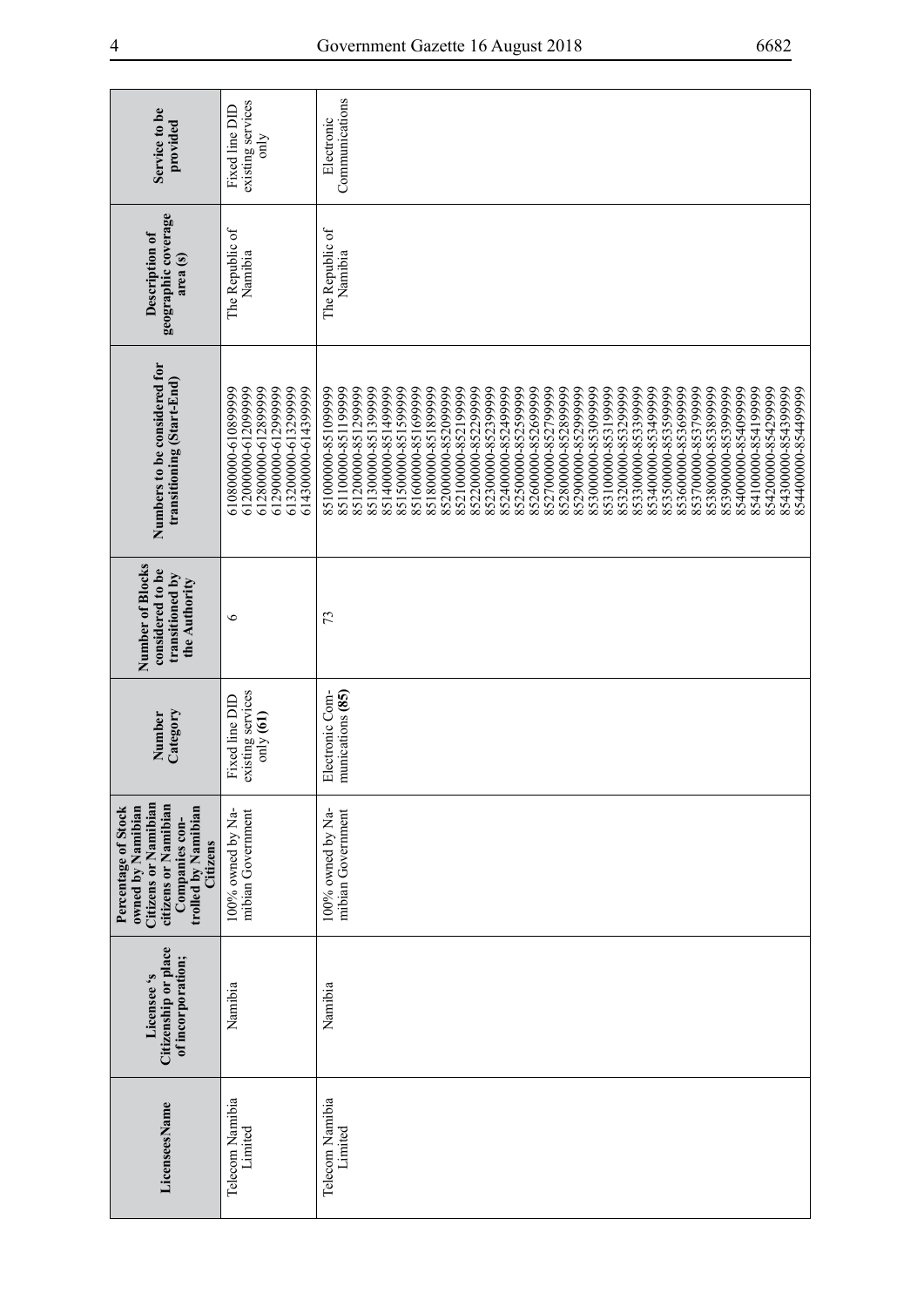| Licensees Name | Licensee 's Citizenship or place of incorporation; | Percentage of Stock owned by Namibian Citizens or Namibian citizens or Namibian Companies controlled by Namibian Citizens | Number Category | Number of Blocks considered to be transitioned by the Authority | Numbers to be considered for transitioning (Start-End) | Description of geographic coverage area (s) | Service to be provided |
|---|---|---|---|---|---|---|---|
| Telecom Namibia Limited | Namibia | 100% owned by Namibian Government | Fixed line DID existing services only **(61)** | 6 | 610800000-610899999<br>612000000-612099999<br>612800000-612899999<br>612900000-612999999<br>613200000-613299999<br>614300000-614399999 | The Republic of Namibia | Fixed line DID existing services only |
| Telecom Namibia Limited | Namibia | 100% owned by Namibian Government | Electronic Communications **(85)** | 73 | 851000000-851099999<br>851100000-851199999<br>851200000-851299999<br>851300000-851399999<br>851400000-851499999<br>851500000-851599999<br>851600000-851699999<br>851800000-851899999<br>852000000-852099999<br>852100000-852199999<br>852200000-852299999<br>852300000-852399999<br>852400000-852499999<br>852500000-852599999<br>852600000-852699999<br>852700000-852799999<br>852800000-852899999<br>852900000-852999999<br>853000000-853099999<br>853100000-853199999<br>853200000-853299999<br>853300000-853399999<br>853400000-853499999<br>853500000-853599999<br>853600000-853699999<br>853700000-853799999<br>853800000-853899999<br>853900000-853999999<br>854000000-854099999<br>854100000-854199999<br>854200000-854299999<br>854300000-854399999<br>854400000-854499999 | The Republic of Namibia | Electronic Communications |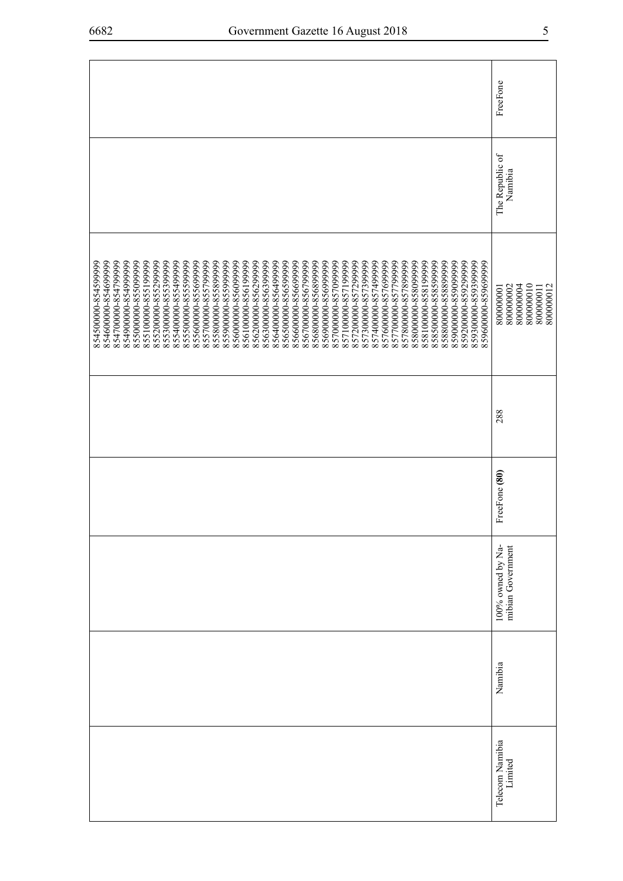| | | | | | | |
|---|---|---|---|---|---|---|
| | | | | 854500000-854599999<br>854600000-854699999<br>854700000-854799999<br>854900000-854999999<br>855000000-855099999<br>855100000-855199999<br>855200000-855299999<br>855300000-855399999<br>855400000-855499999<br>855500000-855599999<br>855600000-855699999<br>855700000-855799999<br>855800000-855899999<br>855900000-855999999<br>856000000-856099999<br>856100000-856199999<br>856200000-856299999<br>856300000-856399999<br>856400000-856499999<br>856500000-856599999<br>856600000-856699999<br>856700000-856799999<br>856800000-856899999<br>856900000-856999999<br>857000000-857099999<br>857100000-857199999<br>857200000-857299999<br>857300000-857399999<br>857400000-857499999<br>857600000-857699999<br>857700000-857799999<br>857800000-857899999<br>858000000-858099999<br>858100000-858199999<br>858500000-858599999<br>858800000-858899999<br>859000000-859099999<br>859200000-859299999<br>859300000-859399999<br>859600000-859699999 | | |
| Telecom Namibia Limited | Namibia | 100% owned by Namibian Government | FreeFone **(80)** | 288 | 800000001<br>800000002<br>800000004<br>800000010<br>800000011<br>800000012 | The Republic of Namibia | FreeFone |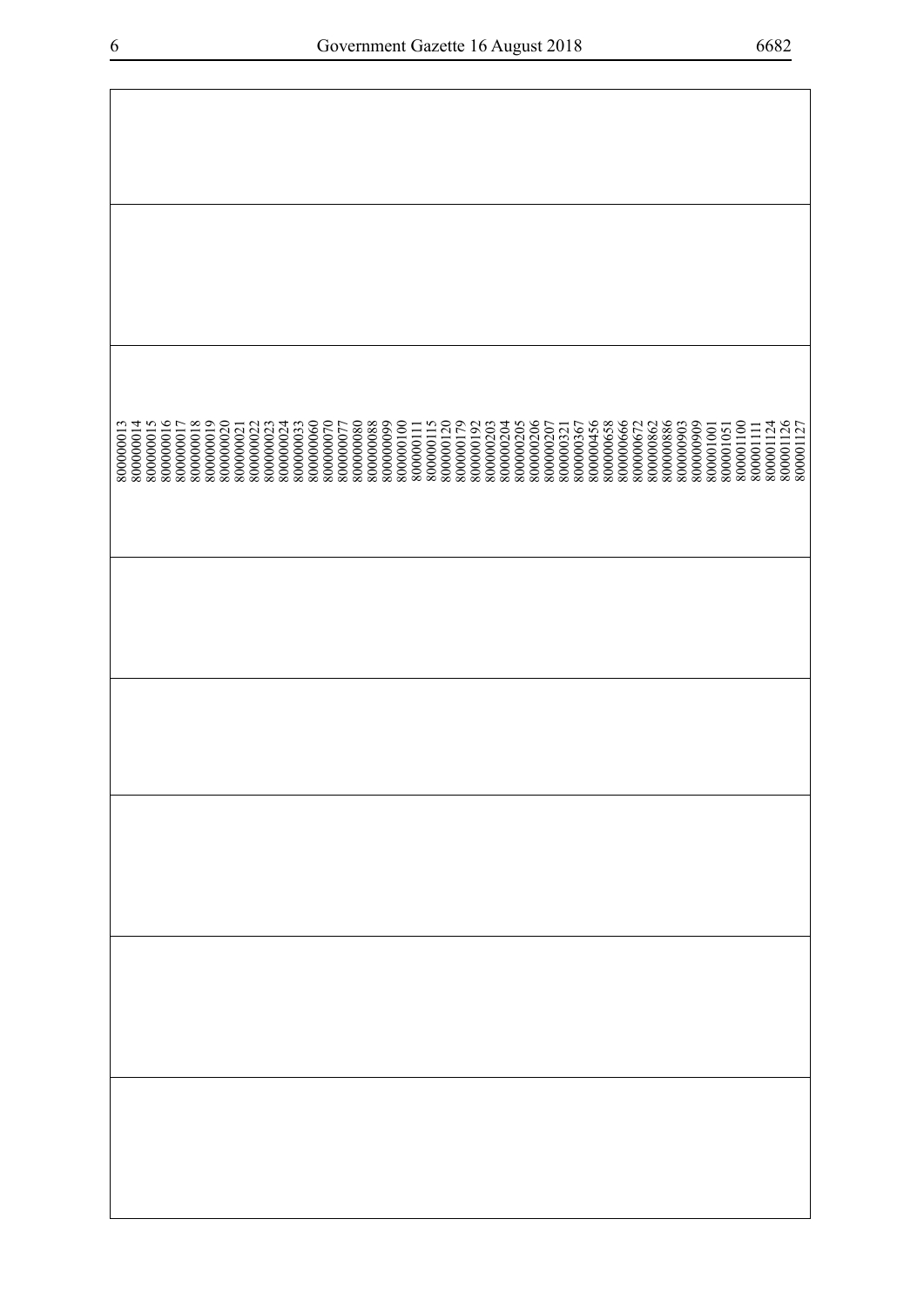| |
|---|
| |
| |
| 800000013 800000014 800000015 800000016 800000017 800000018 800000019 800000020 800000021 800000022 800000023 800000024 800000033 800000060 800000070 800000077 800000080 800000088 800000099 800000100 800000111 800000115 800000120 800000179 800000192 800000203 800000204 800000205 800000206 800000207 800000321 800000367 800000456 800000658 800000666 800000672 800000862 800000886 800000903 800000909 800001001 800001051 800001100 800001111 800001124 800001126 800001127 |
| |
| |
| |
| |
| |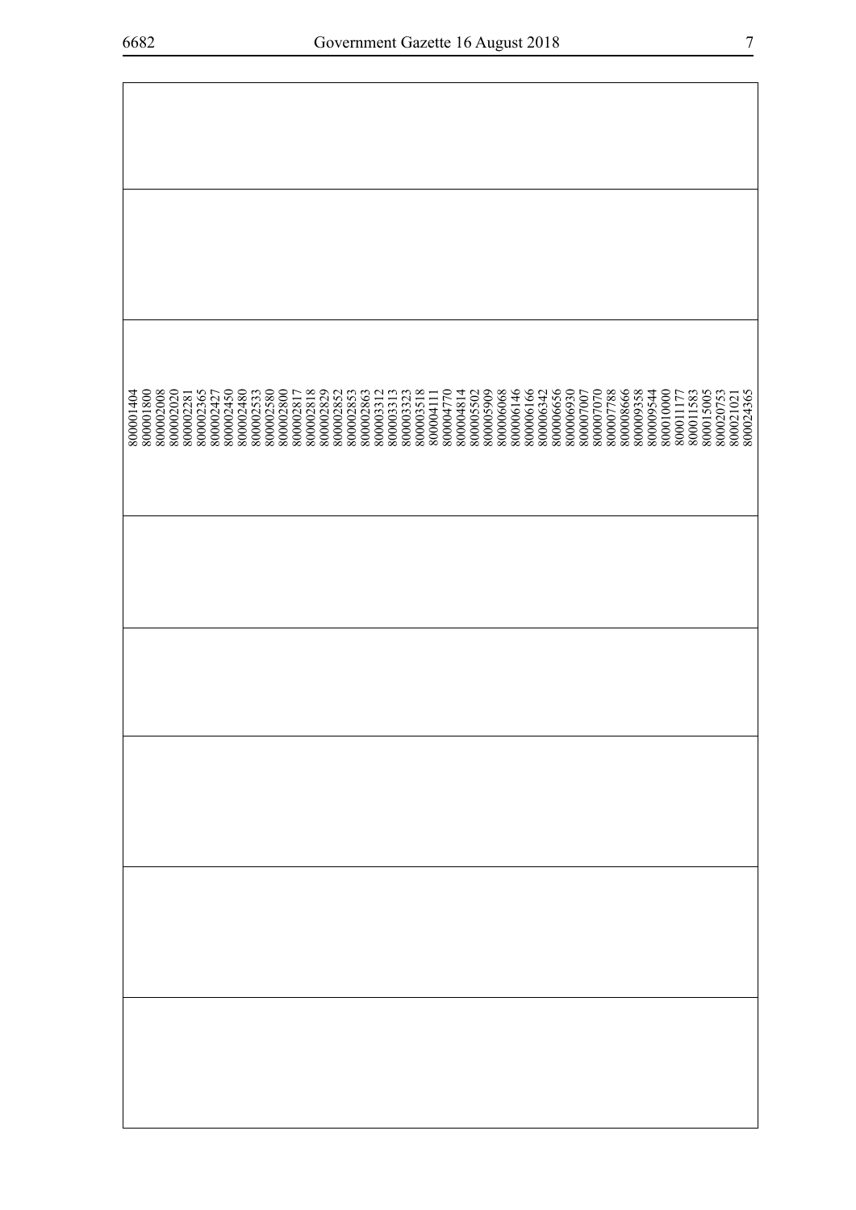| | | | | | | | |
|---|---|---|---|---|---|---|---|
| | | 800001404<br>800001800<br>800002008<br>800002020<br>800002281<br>800002365<br>800002427<br>800002450<br>800002480<br>800002533<br>800002580<br>800002800<br>800002817<br>800002818<br>800002829<br>800002852<br>800002853<br>800002863<br>800003312<br>800003313<br>800003323<br>800003518<br>800004111<br>800004770<br>800004814<br>800005502<br>800005909<br>800006068<br>800006146<br>800006166<br>800006342<br>800006656<br>800006930<br>800007007<br>800007070<br>800007788<br>800008666<br>800009358<br>800009544<br>800010000<br>800011177<br>800011583<br>800015005<br>800020753<br>800021021<br>800024365 | | | | | |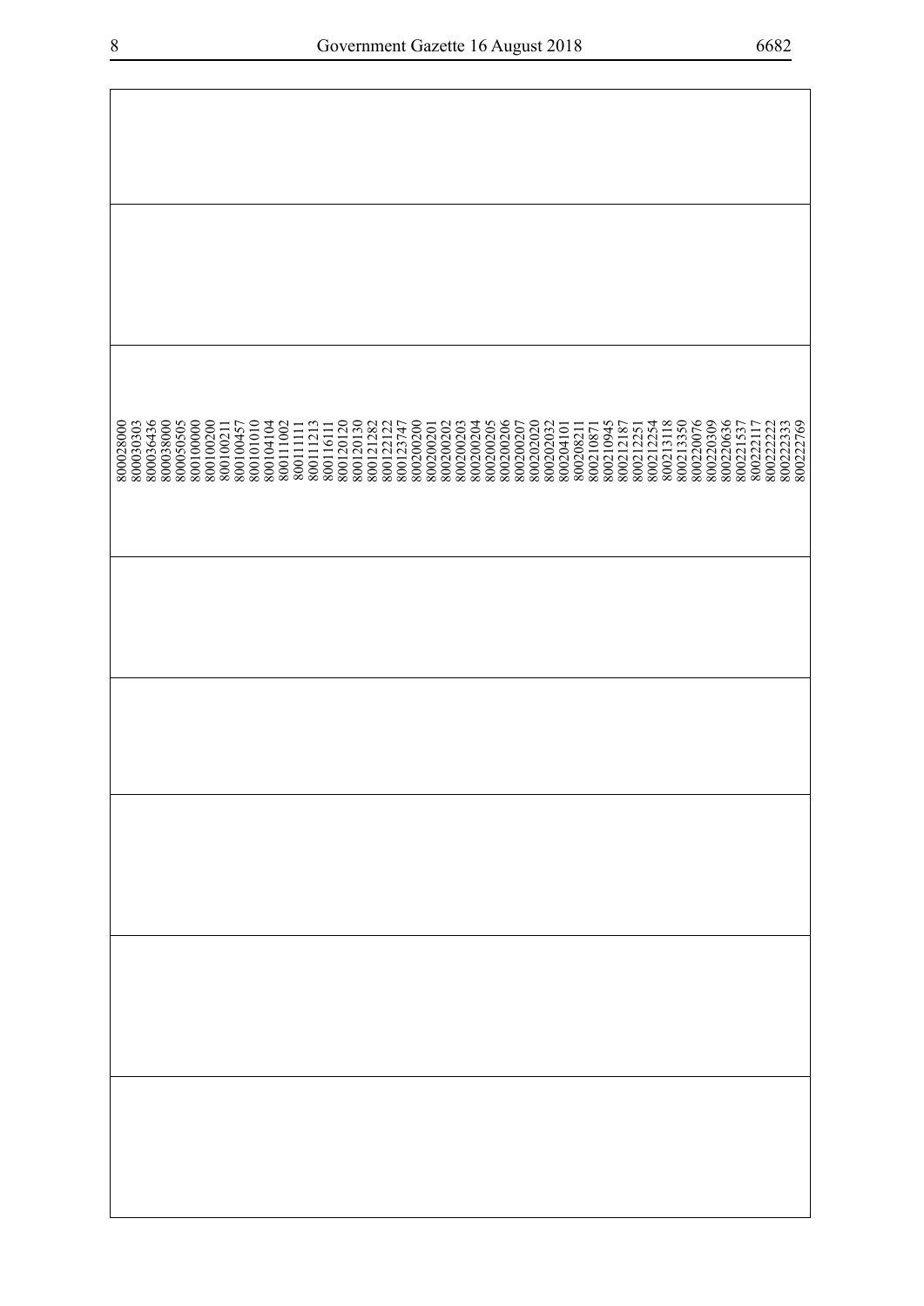| | | | | | | | |
|---|---|---|---|---|---|---|---|
| | | 800028000<br>800030303<br>800036436<br>800038000<br>800050505<br>800100000<br>800100200<br>800100211<br>800100457<br>800101010<br>800104104<br>800111002<br>800111111<br>800111213<br>800116111<br>800120120<br>800120130<br>800121282<br>800122122<br>800123747<br>800200200<br>800200201<br>800200202<br>800200203<br>800200204<br>800200205<br>800200206<br>800200207<br>800202020<br>800202032<br>800204101<br>800208211<br>800210871<br>800210945<br>800212187<br>800212251<br>800212254<br>800213118<br>800213350<br>800220076<br>800220309<br>800220636<br>800221537<br>800222117<br>800222222<br>800222333<br>800222769 | | | | | |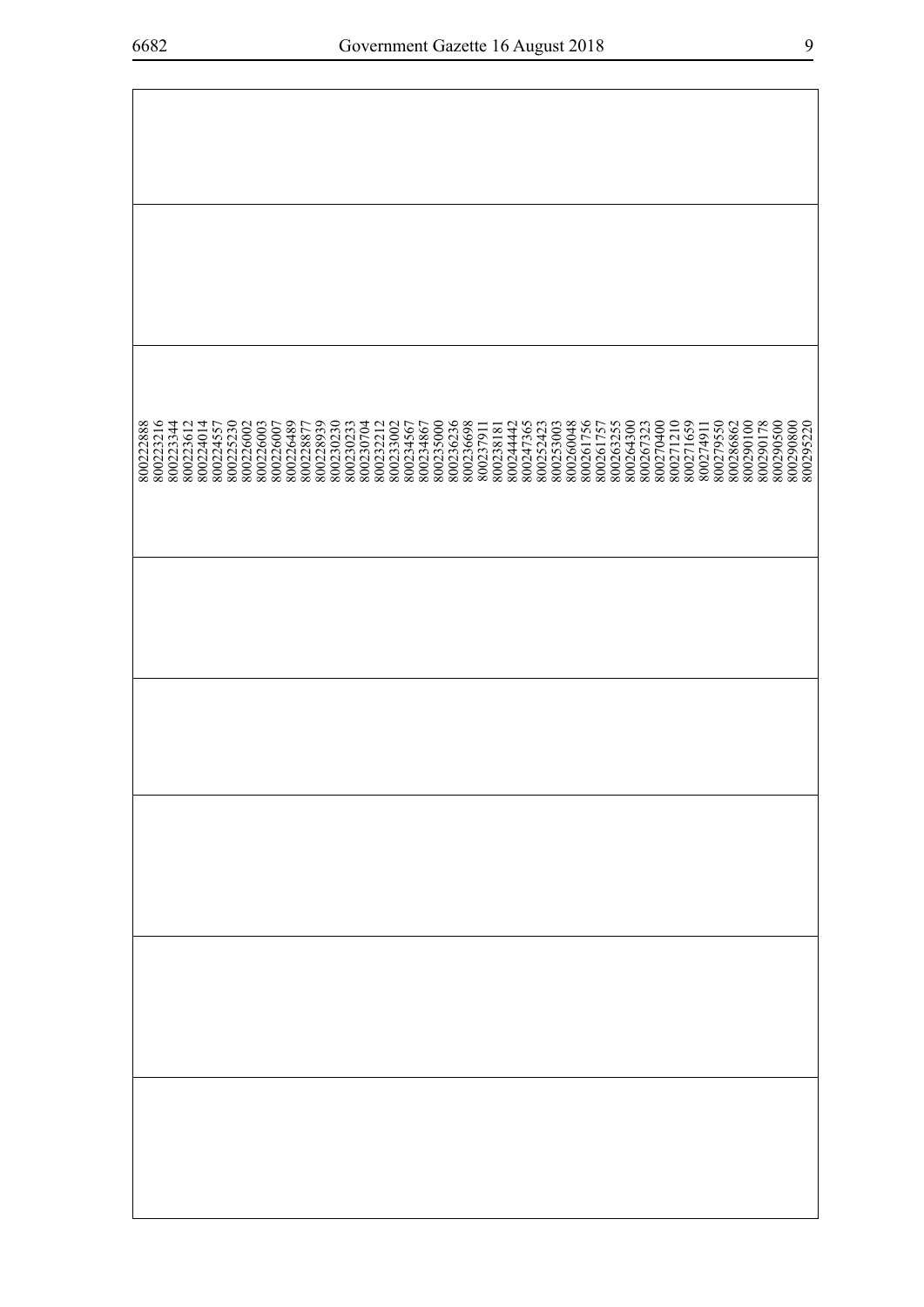|  |
| --- |
|  |
|  |
| 800222888<br>800223216<br>800223344<br>800223612<br>800224014<br>800224557<br>800225230<br>800226002<br>800226003<br>800226007<br>800226489<br>800228877<br>800228939<br>800230230<br>800230233<br>800230704<br>800232212<br>800233002<br>800234567<br>800234867<br>800235000<br>800236236<br>800236698<br>800237911<br>800238181<br>800244442<br>800247365<br>800252423<br>800253003<br>800260048<br>800261756<br>800261757<br>800263255<br>800264300<br>800267323<br>800270400<br>800271210<br>800271659<br>800274911<br>800279550<br>800286862<br>800290100<br>800290178<br>800290500<br>800290800<br>800295220 |
|  |
|  |
|  |
|  |
|  |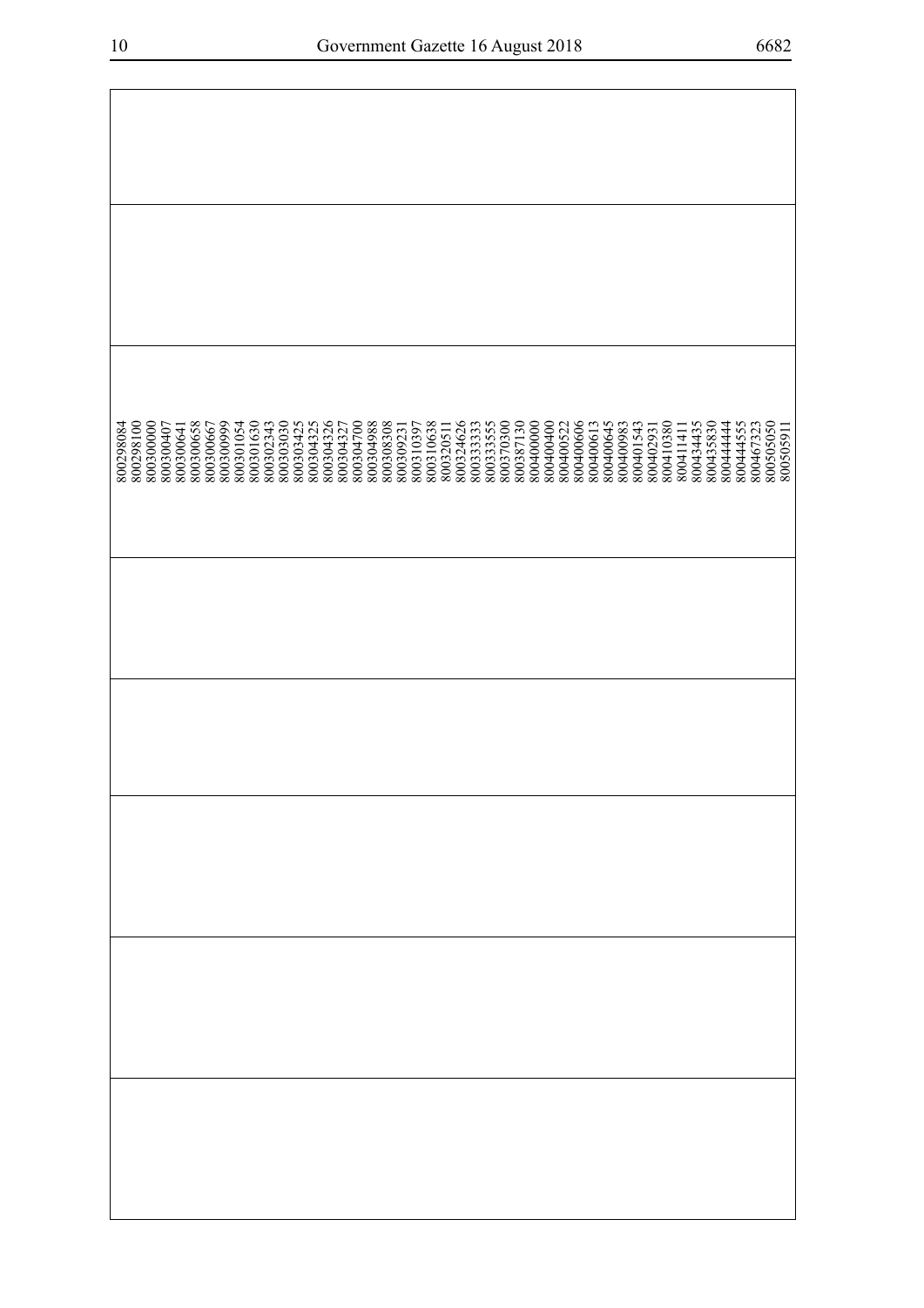| | | | | | | | |
|---|---|---|---|---|---|---|---|
| | | 800298084<br>800298100<br>800300000<br>800300407<br>800300641<br>800300658<br>800300667<br>800300999<br>800301054<br>800301630<br>800302343<br>800303030<br>800303425<br>800304325<br>800304326<br>800304327<br>800304700<br>800304988<br>800308308<br>800309231<br>800310397<br>800310638<br>800320511<br>800324626<br>800333333<br>800333555<br>800370300<br>800387130<br>800400000<br>800400400<br>800400522<br>800400606<br>800400613<br>800400645<br>800400983<br>800401543<br>800402931<br>800410380<br>800411411<br>800434435<br>800435830<br>800444444<br>800444555<br>800467323<br>800505050<br>800505911 | | | | | |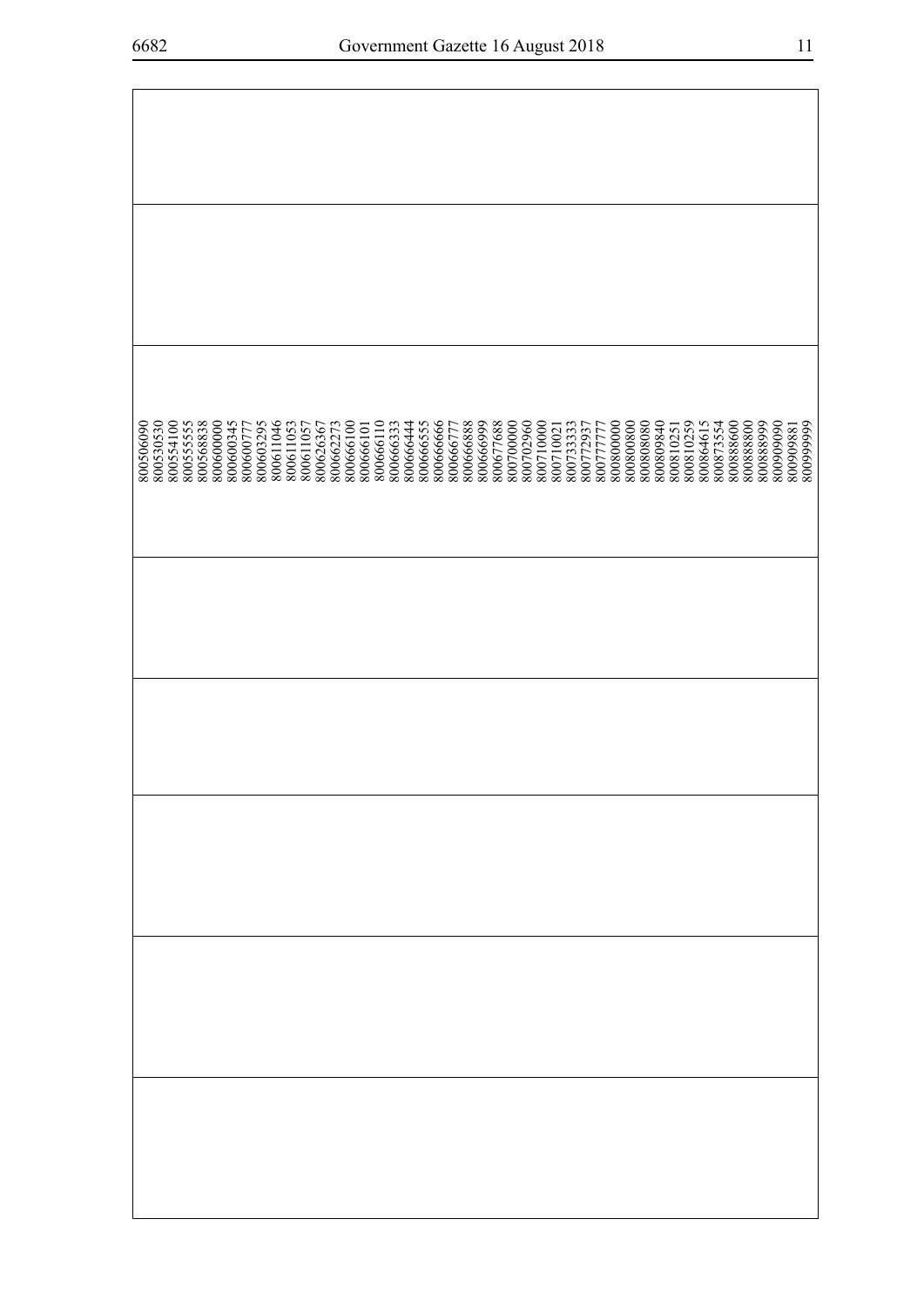| |
|---|
| |
| |
| 800506090<br>800530530<br>800554100<br>800555555<br>800568838<br>800600000<br>800600345<br>800600777<br>800603295<br>800611046<br>800611053<br>800611057<br>800626367<br>800662273<br>800666100<br>800666101<br>800666110<br>800666333<br>800666444<br>800666555<br>800666666<br>800666777<br>800666888<br>800666999<br>800677688<br>800700000<br>800702960<br>800710000<br>800710021<br>800733333<br>800772937<br>800777777<br>800800000<br>800800800<br>800808080<br>800809840<br>800810251<br>800810259<br>800864615<br>800873554<br>800888600<br>800888800<br>800888999<br>800909090<br>800909881<br>800999999 |
| |
| |
| |
| |
| |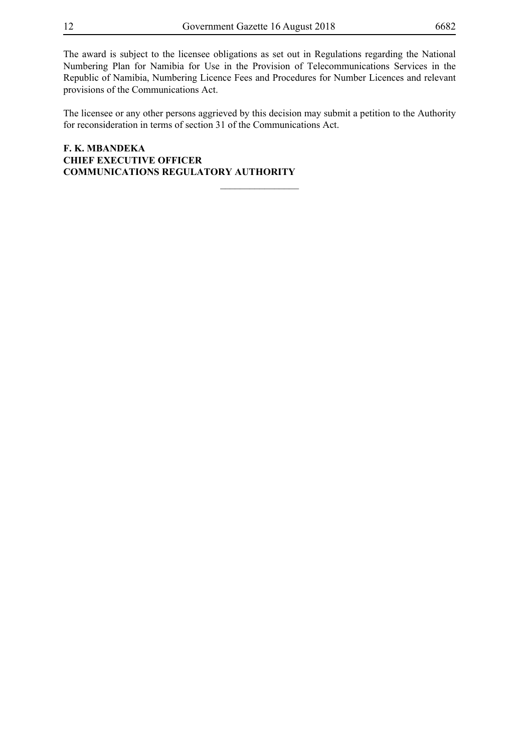The award is subject to the licensee obligations as set out in Regulations regarding the National Numbering Plan for Namibia for Use in the Provision of Telecommunications Services in the Republic of Namibia, Numbering Licence Fees and Procedures for Number Licences and relevant provisions of the Communications Act.

The licensee or any other persons aggrieved by this decision may submit a petition to the Authority for reconsideration in terms of section 31 of the Communications Act.

**F. K. MBANDEKA**
**CHIEF EXECUTIVE OFFICER**
**COMMUNICATIONS REGULATORY AUTHORITY**

________________